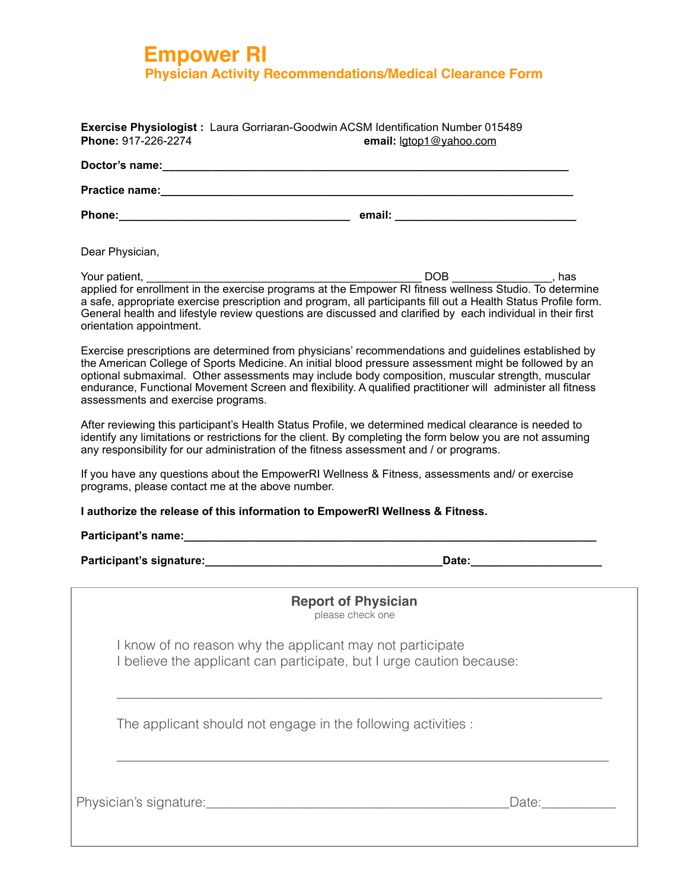# Empower RI

## Physician Activity Recommendations/Medical Clearance Form

**Exercise Physiologist :** Laura Gorriaran-Goodwin ACSM Identification Number 015489
**Phone:** 917-226-2274 **email:** lgtop1@yahoo.com

**Doctor's name:**_______________________________________________________________

**Practice name:**_______________________________________________________________

**Phone:**___________________________________ **email:** ___________________________

Dear Physician,

Your patient, __________________________________________ DOB _______________, has applied for enrollment in the exercise programs at the Empower RI fitness wellness Studio. To determine a safe, appropriate exercise prescription and program, all participants fill out a Health Status Profile form. General health and lifestyle review questions are discussed and clarified by each individual in their first orientation appointment.

Exercise prescriptions are determined from physicians' recommendations and guidelines established by the American College of Sports Medicine. An initial blood pressure assessment might be followed by an optional submaximal. Other assessments may include body composition, muscular strength, muscular endurance, Functional Movement Screen and flexibility. A qualified practitioner will administer all fitness assessments and exercise programs.

After reviewing this participant's Health Status Profile, we determined medical clearance is needed to identify any limitations or restrictions for the client. By completing the form below you are not assuming any responsibility for our administration of the fitness assessment and / or programs.

If you have any questions about the EmpowerRI Wellness & Fitness, assessments and/ or exercise programs, please contact me at the above number.

**I authorize the release of this information to EmpowerRI Wellness & Fitness.**

**Participant's name:**_______________________________________________________________

**Participant's signature:**____________________________________**Date:**____________________

**Report of Physician**

please check one

I know of no reason why the applicant may not participate

I believe the applicant can participate, but I urge caution because:

_______________________________________________________________

The applicant should not engage in the following activities :

_______________________________________________________________

Physician's signature:_________________________________________Date:__________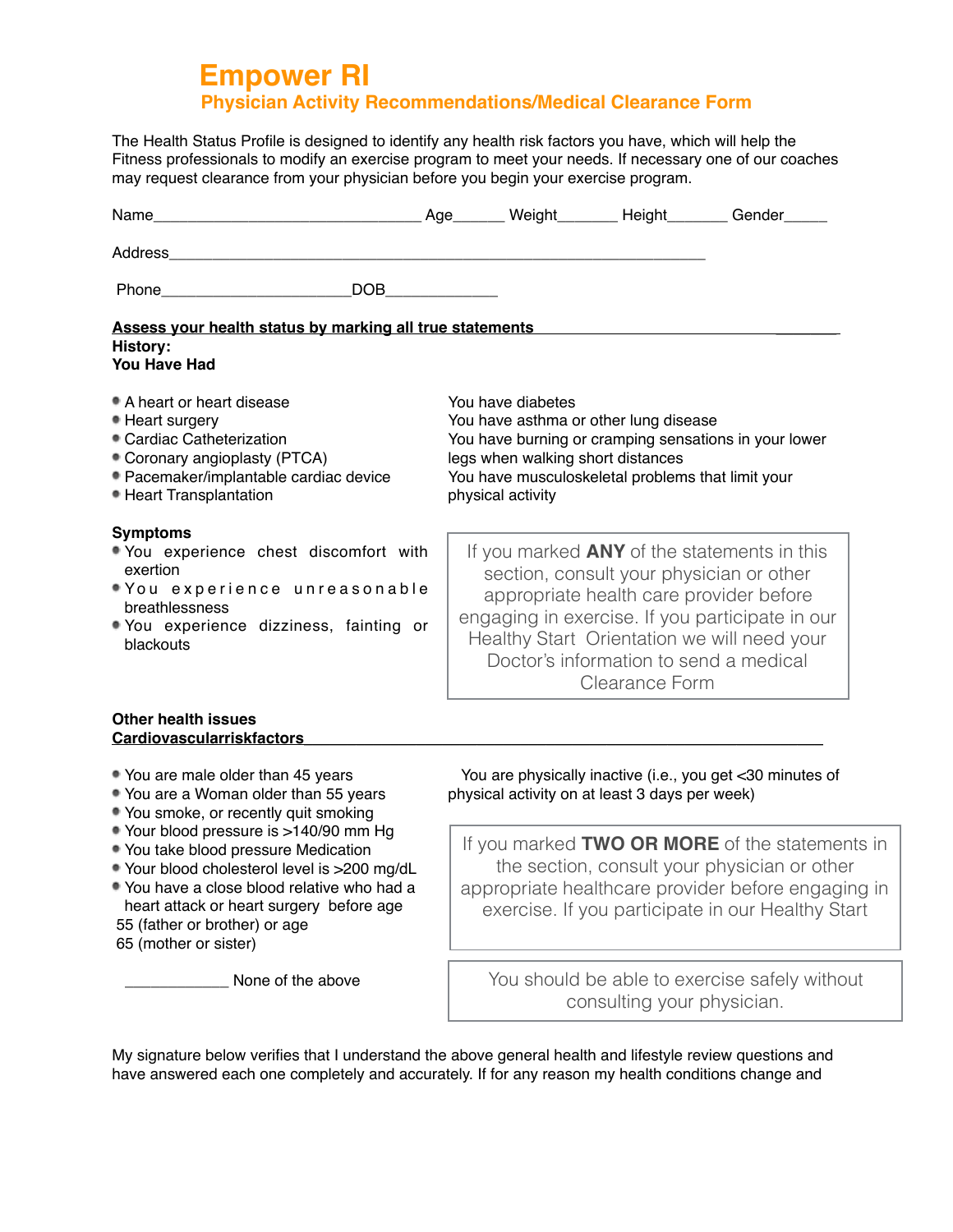# Empower RI

## Physician Activity Recommendations/Medical Clearance Form

The Health Status Profile is designed to identify any health risk factors you have, which will help the Fitness professionals to modify an exercise program to meet your needs. If necessary one of our coaches may request clearance from your physician before you begin your exercise program.

Name_______________________________ Age______ Weight_______ Height_______ Gender_____

Address_______________________________________________________________

Phone______________________DOB_____________

**Assess your health status by marking all true statements**

**History:**
**You Have Had**

- A heart or heart disease
- Heart surgery
- Cardiac Catheterization
- Coronary angioplasty (PTCA)
- Pacemaker/implantable cardiac device
- Heart Transplantation

You have diabetes
You have asthma or other lung disease
You have burning or cramping sensations in your lower legs when walking short distances
You have musculoskeletal problems that limit your physical activity

**Symptoms**

- You experience chest discomfort with exertion
- You experience unreasonable breathlessness
- You experience dizziness, fainting or blackouts

> If you marked **ANY** of the statements in this section, consult your physician or other appropriate health care provider before engaging in exercise. If you participate in our Healthy Start Orientation we will need your Doctor's information to send a medical Clearance Form

**Other health issues**
**Cardiovascularriskfactors**

- You are male older than 45 years
- You are a Woman older than 55 years
- You smoke, or recently quit smoking
- Your blood pressure is >140/90 mm Hg
- You take blood pressure Medication
- Your blood cholesterol level is >200 mg/dL
- You have a close blood relative who had a heart attack or heart surgery before age 55 (father or brother) or age 65 (mother or sister)

You are physically inactive (i.e., you get <30 minutes of physical activity on at least 3 days per week)

> If you marked **TWO OR MORE** of the statements in the section, consult your physician or other appropriate healthcare provider before engaging in exercise. If you participate in our Healthy Start

____________ None of the above

> You should be able to exercise safely without consulting your physician.

My signature below verifies that I understand the above general health and lifestyle review questions and have answered each one completely and accurately. If for any reason my health conditions change and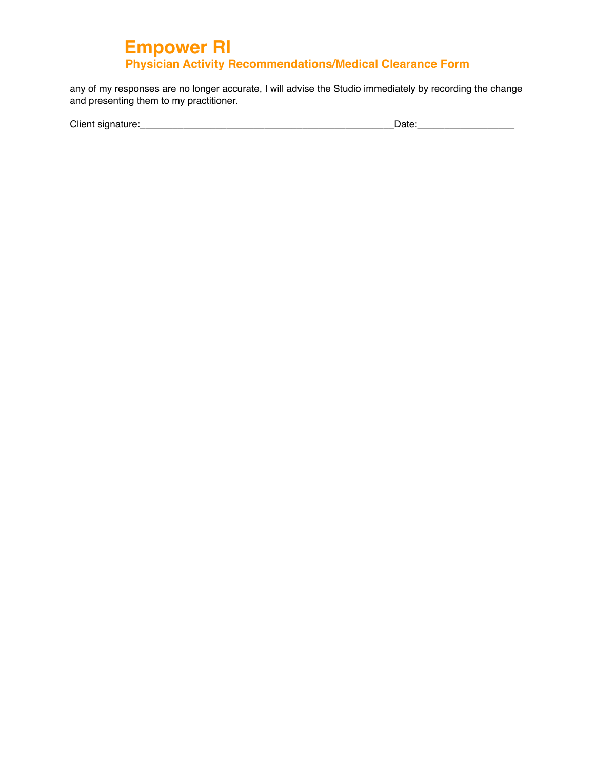any of my responses are no longer accurate, I will advise the Studio immediately by recording the change and presenting them to my practitioner.

Client signature:_____________________________________________Date:________________